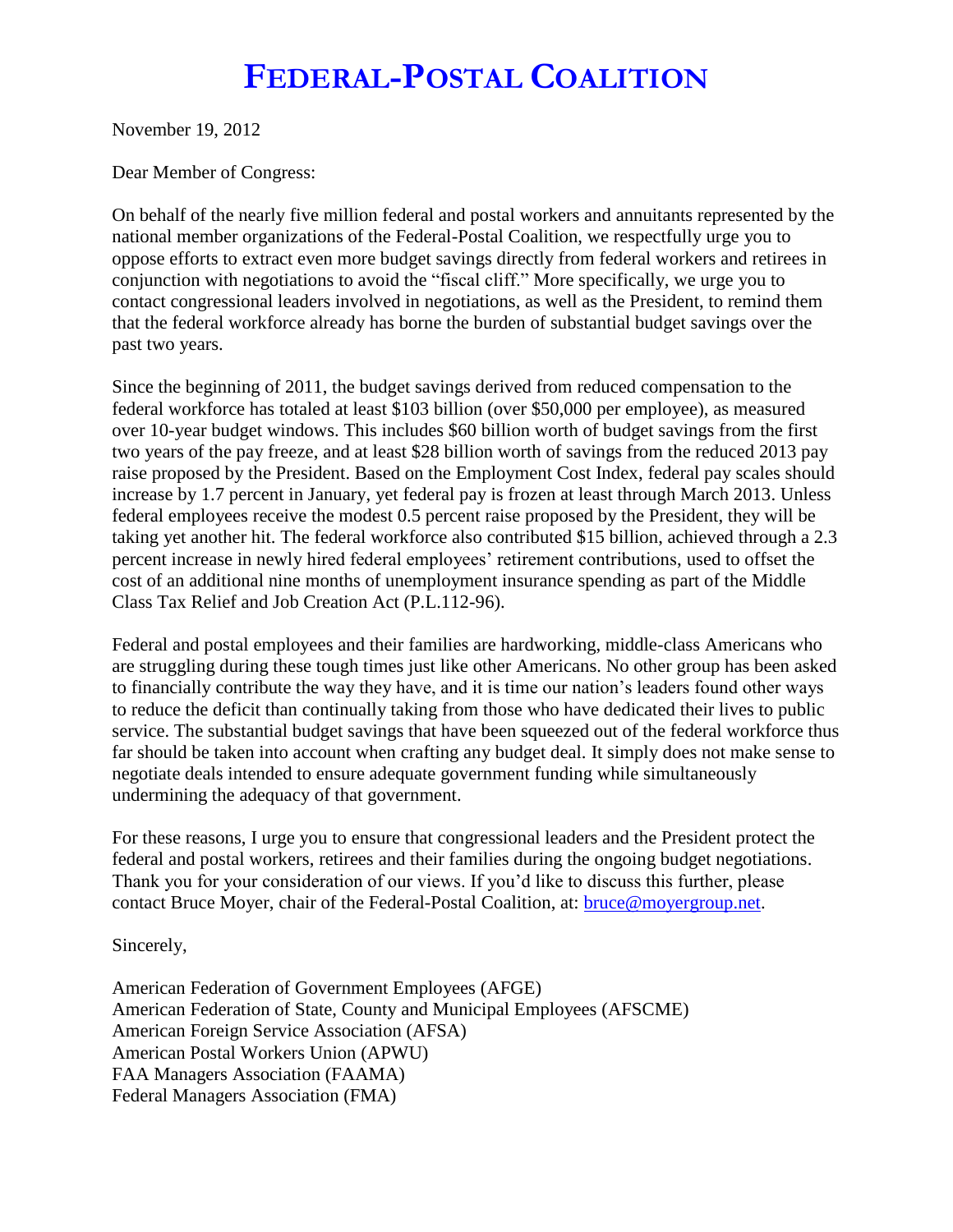# FEDERAL-POSTAL COALITION

November 19, 2012

Dear Member of Congress:

On behalf of the nearly five million federal and postal workers and annuitants represented by the national member organizations of the Federal-Postal Coalition, we respectfully urge you to oppose efforts to extract even more budget savings directly from federal workers and retirees in conjunction with negotiations to avoid the "fiscal cliff." More specifically, we urge you to contact congressional leaders involved in negotiations, as well as the President, to remind them that the federal workforce already has borne the burden of substantial budget savings over the past two years.

Since the beginning of 2011, the budget savings derived from reduced compensation to the federal workforce has totaled at least $103 billion (over $50,000 per employee), as measured over 10-year budget windows. This includes $60 billion worth of budget savings from the first two years of the pay freeze, and at least $28 billion worth of savings from the reduced 2013 pay raise proposed by the President. Based on the Employment Cost Index, federal pay scales should increase by 1.7 percent in January, yet federal pay is frozen at least through March 2013. Unless federal employees receive the modest 0.5 percent raise proposed by the President, they will be taking yet another hit. The federal workforce also contributed $15 billion, achieved through a 2.3 percent increase in newly hired federal employees' retirement contributions, used to offset the cost of an additional nine months of unemployment insurance spending as part of the Middle Class Tax Relief and Job Creation Act (P.L.112-96).

Federal and postal employees and their families are hardworking, middle-class Americans who are struggling during these tough times just like other Americans. No other group has been asked to financially contribute the way they have, and it is time our nation's leaders found other ways to reduce the deficit than continually taking from those who have dedicated their lives to public service. The substantial budget savings that have been squeezed out of the federal workforce thus far should be taken into account when crafting any budget deal. It simply does not make sense to negotiate deals intended to ensure adequate government funding while simultaneously undermining the adequacy of that government.

For these reasons, I urge you to ensure that congressional leaders and the President protect the federal and postal workers, retirees and their families during the ongoing budget negotiations. Thank you for your consideration of our views. If you'd like to discuss this further, please contact Bruce Moyer, chair of the Federal-Postal Coalition, at: bruce@moyergroup.net.

Sincerely,

American Federation of Government Employees (AFGE)
American Federation of State, County and Municipal Employees (AFSCME)
American Foreign Service Association (AFSA)
American Postal Workers Union (APWU)
FAA Managers Association (FAAMA)
Federal Managers Association (FMA)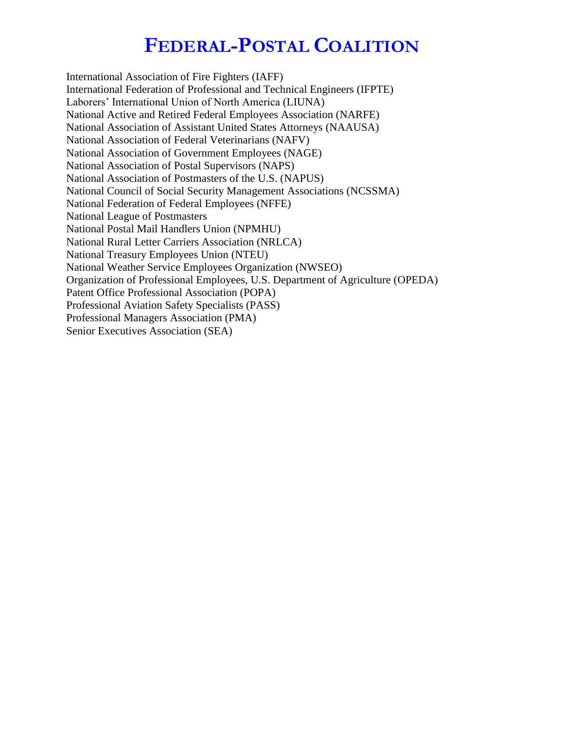# FEDERAL-POSTAL COALITION

International Association of Fire Fighters (IAFF)
International Federation of Professional and Technical Engineers (IFPTE)
Laborers' International Union of North America (LIUNA)
National Active and Retired Federal Employees Association (NARFE)
National Association of Assistant United States Attorneys (NAAUSA)
National Association of Federal Veterinarians (NAFV)
National Association of Government Employees (NAGE)
National Association of Postal Supervisors (NAPS)
National Association of Postmasters of the U.S. (NAPUS)
National Council of Social Security Management Associations (NCSSMA)
National Federation of Federal Employees (NFFE)
National League of Postmasters
National Postal Mail Handlers Union (NPMHU)
National Rural Letter Carriers Association (NRLCA)
National Treasury Employees Union (NTEU)
National Weather Service Employees Organization (NWSEO)
Organization of Professional Employees, U.S. Department of Agriculture (OPEDA)
Patent Office Professional Association (POPA)
Professional Aviation Safety Specialists (PASS)
Professional Managers Association (PMA)
Senior Executives Association (SEA)